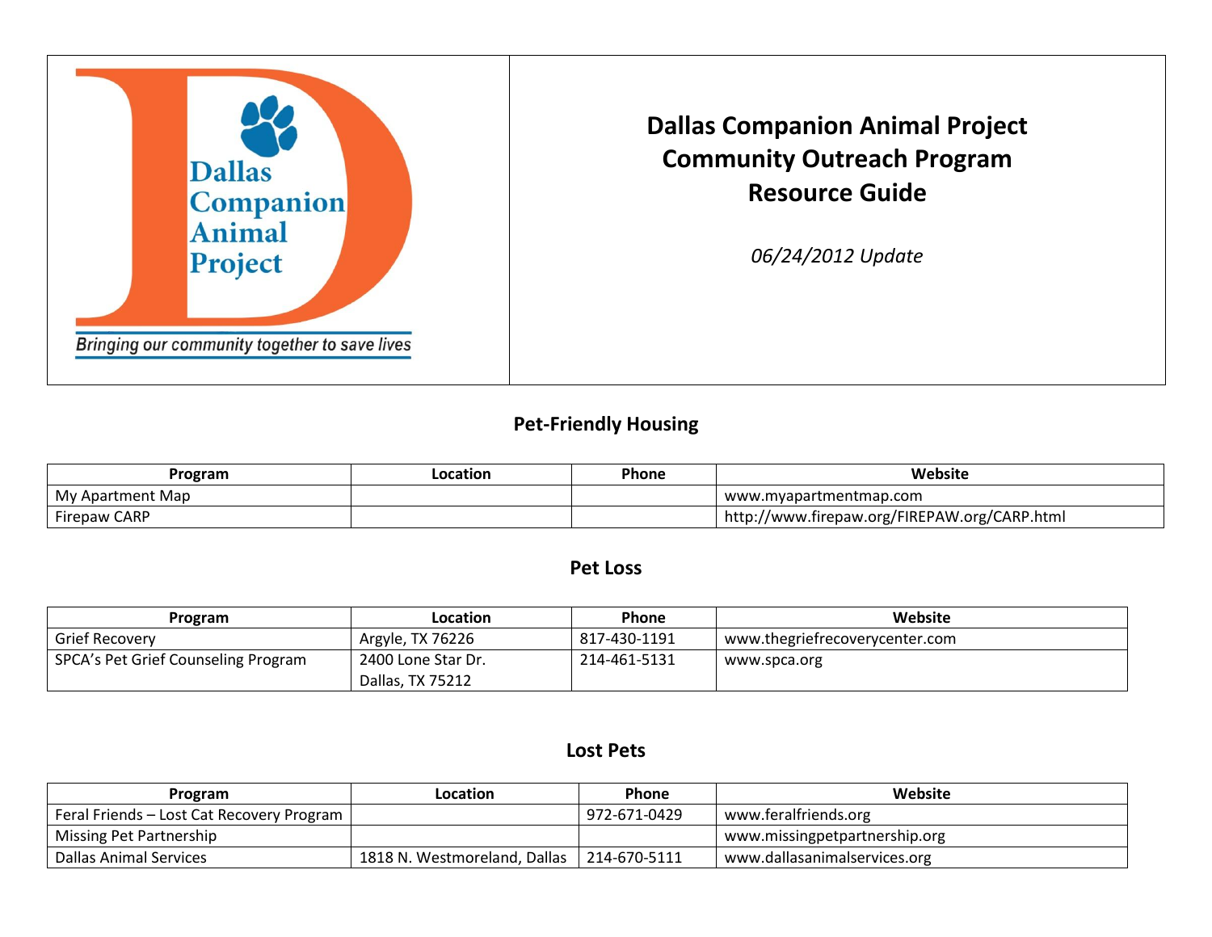Dallas Companion Animal Project

*Bringing our community together to save lives*

# Dallas Companion Animal Project Community Outreach Program Resource Guide

*06/24/2012 Update*

## Pet-Friendly Housing

| Program | Location | Phone | Website |
| --- | --- | --- | --- |
| My Apartment Map | | | www.myapartmentmap.com |
| Firepaw CARP | | | http://www.firepaw.org/FIREPAW.org/CARP.html |

## Pet Loss

| Program | Location | Phone | Website |
| --- | --- | --- | --- |
| Grief Recovery | Argyle, TX 76226 | 817-430-1191 | www.thegriefrecoverycenter.com |
| SPCA's Pet Grief Counseling Program | 2400 Lone Star Dr. Dallas, TX 75212 | 214-461-5131 | www.spca.org |

## Lost Pets

| Program | Location | Phone | Website |
| --- | --- | --- | --- |
| Feral Friends – Lost Cat Recovery Program | | 972-671-0429 | www.feralfriends.org |
| Missing Pet Partnership | | | www.missingpetpartnership.org |
| Dallas Animal Services | 1818 N. Westmoreland, Dallas | 214-670-5111 | www.dallasanimalservices.org |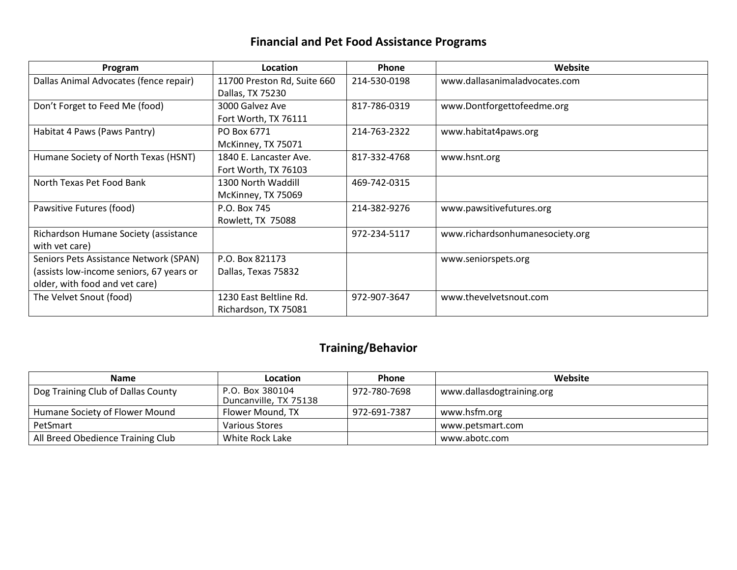## Financial and Pet Food Assistance Programs

| Program | Location | Phone | Website |
|---|---|---|---|
| Dallas Animal Advocates (fence repair) | 11700 Preston Rd, Suite 660 Dallas, TX 75230 | 214-530-0198 | www.dallasanimaladvocates.com |
| Don't Forget to Feed Me (food) | 3000 Galvez Ave Fort Worth, TX 76111 | 817-786-0319 | www.Dontforgettofeedme.org |
| Habitat 4 Paws (Paws Pantry) | PO Box 6771 McKinney, TX 75071 | 214-763-2322 | www.habitat4paws.org |
| Humane Society of North Texas (HSNT) | 1840 E. Lancaster Ave. Fort Worth, TX 76103 | 817-332-4768 | www.hsnt.org |
| North Texas Pet Food Bank | 1300 North Waddill McKinney, TX 75069 | 469-742-0315 | |
| Pawsitive Futures (food) | P.O. Box 745 Rowlett, TX 75088 | 214-382-9276 | www.pawsitivefutures.org |
| Richardson Humane Society (assistance with vet care) | | 972-234-5117 | www.richardsonhumanesociety.org |
| Seniors Pets Assistance Network (SPAN) (assists low-income seniors, 67 years or older, with food and vet care) | P.O. Box 821173 Dallas, Texas 75832 | | www.seniorspets.org |
| The Velvet Snout (food) | 1230 East Beltline Rd. Richardson, TX 75081 | 972-907-3647 | www.thevelvetsnout.com |

## Training/Behavior

| Name | Location | Phone | Website |
|---|---|---|---|
| Dog Training Club of Dallas County | P.O. Box 380104 Duncanville, TX 75138 | 972-780-7698 | www.dallasdogtraining.org |
| Humane Society of Flower Mound | Flower Mound, TX | 972-691-7387 | www.hsfm.org |
| PetSmart | Various Stores | | www.petsmart.com |
| All Breed Obedience Training Club | White Rock Lake | | www.abotc.com |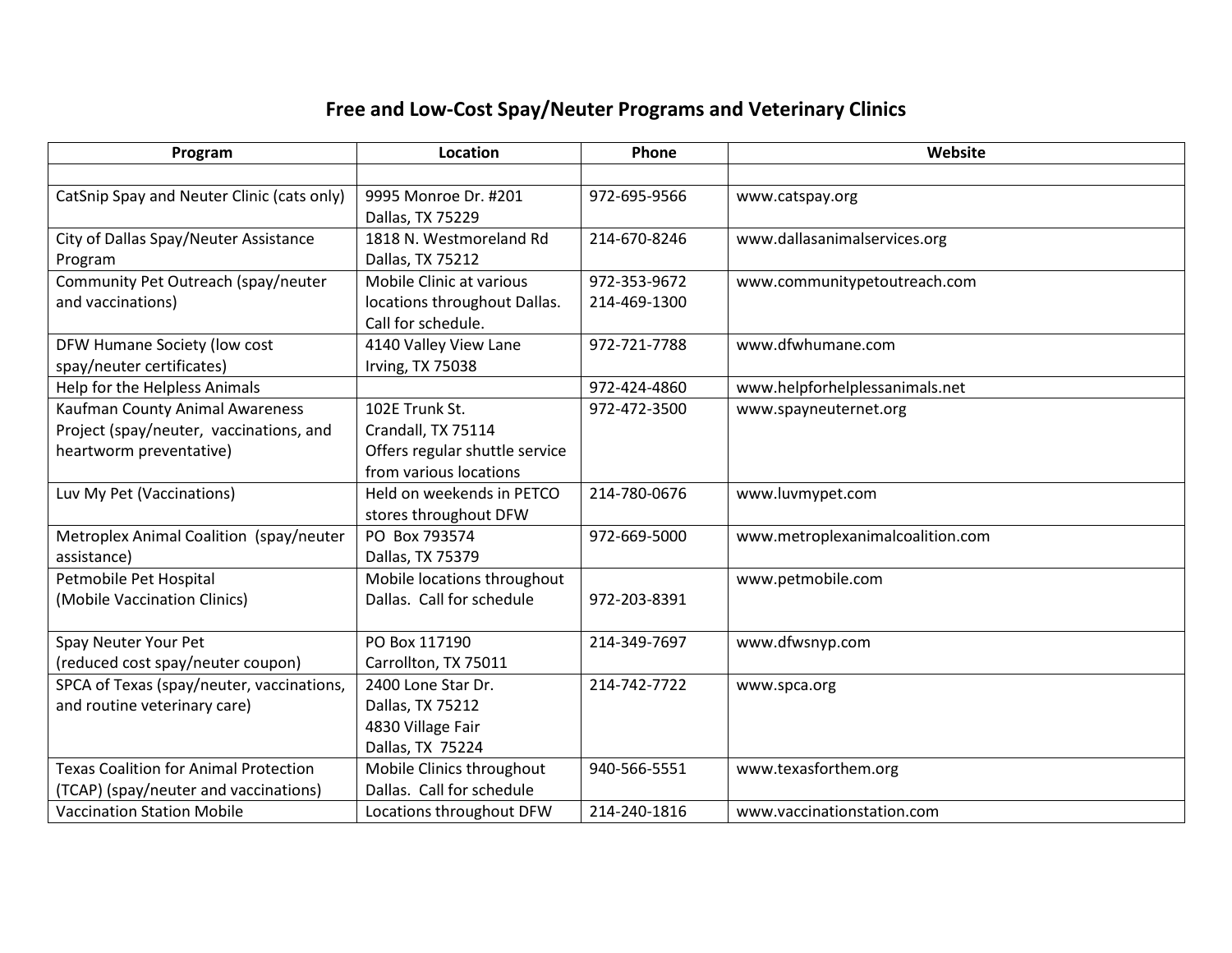# Free and Low-Cost Spay/Neuter Programs and Veterinary Clinics

| Program | Location | Phone | Website |
|---|---|---|---|
| | | | |
| CatSnip Spay and Neuter Clinic (cats only) | 9995 Monroe Dr. #201 Dallas, TX 75229 | 972-695-9566 | www.catspay.org |
| City of Dallas Spay/Neuter Assistance Program | 1818 N. Westmoreland Rd Dallas, TX 75212 | 214-670-8246 | www.dallasanimalservices.org |
| Community Pet Outreach (spay/neuter and vaccinations) | Mobile Clinic at various locations throughout Dallas. Call for schedule. | 972-353-9672 214-469-1300 | www.communitypetoutreach.com |
| DFW Humane Society (low cost spay/neuter certificates) | 4140 Valley View Lane Irving, TX 75038 | 972-721-7788 | www.dfwhumane.com |
| Help for the Helpless Animals | | 972-424-4860 | www.helpforhelplessanimals.net |
| Kaufman County Animal Awareness Project (spay/neuter, vaccinations, and heartworm preventative) | 102E Trunk St. Crandall, TX 75114 Offers regular shuttle service from various locations | 972-472-3500 | www.spayneuternet.org |
| Luv My Pet (Vaccinations) | Held on weekends in PETCO stores throughout DFW | 214-780-0676 | www.luvmypet.com |
| Metroplex Animal Coalition (spay/neuter assistance) | PO Box 793574 Dallas, TX 75379 | 972-669-5000 | www.metroplexanimalcoalition.com |
| Petmobile Pet Hospital (Mobile Vaccination Clinics) | Mobile locations throughout Dallas. Call for schedule | 972-203-8391 | www.petmobile.com |
| Spay Neuter Your Pet (reduced cost spay/neuter coupon) | PO Box 117190 Carrollton, TX 75011 | 214-349-7697 | www.dfwsnyp.com |
| SPCA of Texas (spay/neuter, vaccinations, and routine veterinary care) | 2400 Lone Star Dr. Dallas, TX 75212 4830 Village Fair Dallas, TX 75224 | 214-742-7722 | www.spca.org |
| Texas Coalition for Animal Protection (TCAP) (spay/neuter and vaccinations) | Mobile Clinics throughout Dallas. Call for schedule | 940-566-5551 | www.texasforthem.org |
| Vaccination Station Mobile | Locations throughout DFW | 214-240-1816 | www.vaccinationstation.com |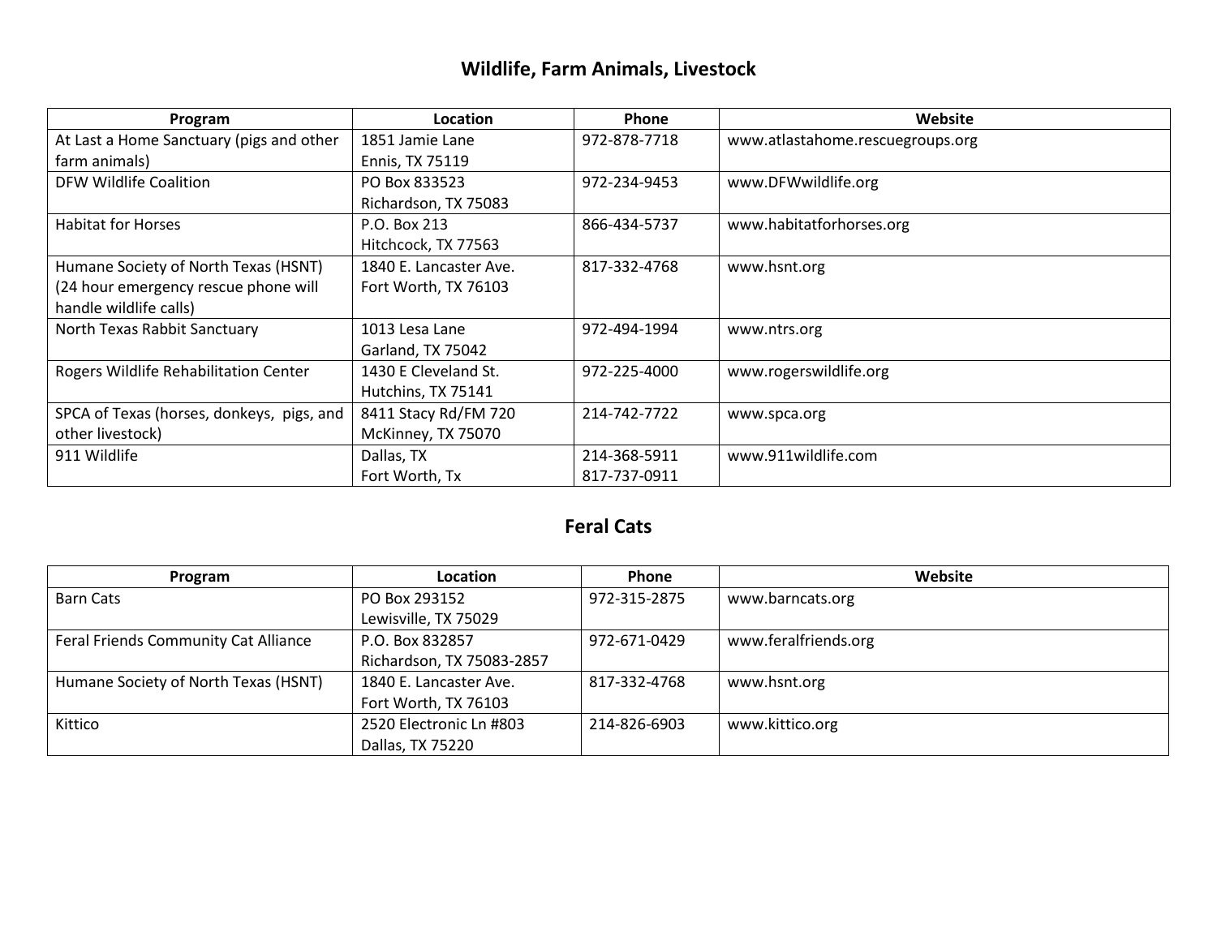## Wildlife, Farm Animals, Livestock

| Program | Location | Phone | Website |
| --- | --- | --- | --- |
| At Last a Home Sanctuary (pigs and other farm animals) | 1851 Jamie Lane<br>Ennis, TX 75119 | 972-878-7718 | www.atlastahome.rescuegroups.org |
| DFW Wildlife Coalition | PO Box 833523<br>Richardson, TX 75083 | 972-234-9453 | www.DFWwildlife.org |
| Habitat for Horses | P.O. Box 213<br>Hitchcock, TX 77563 | 866-434-5737 | www.habitatforhorses.org |
| Humane Society of North Texas (HSNT) (24 hour emergency rescue phone will handle wildlife calls) | 1840 E. Lancaster Ave.<br>Fort Worth, TX 76103 | 817-332-4768 | www.hsnt.org |
| North Texas Rabbit Sanctuary | 1013 Lesa Lane<br>Garland, TX 75042 | 972-494-1994 | www.ntrs.org |
| Rogers Wildlife Rehabilitation Center | 1430 E Cleveland St.<br>Hutchins, TX 75141 | 972-225-4000 | www.rogerswildlife.org |
| SPCA of Texas (horses, donkeys, pigs, and other livestock) | 8411 Stacy Rd/FM 720<br>McKinney, TX 75070 | 214-742-7722 | www.spca.org |
| 911 Wildlife | Dallas, TX<br>Fort Worth, Tx | 214-368-5911<br>817-737-0911 | www.911wildlife.com |

## Feral Cats

| Program | Location | Phone | Website |
| --- | --- | --- | --- |
| Barn Cats | PO Box 293152<br>Lewisville, TX 75029 | 972-315-2875 | www.barncats.org |
| Feral Friends Community Cat Alliance | P.O. Box 832857<br>Richardson, TX 75083-2857 | 972-671-0429 | www.feralfriends.org |
| Humane Society of North Texas (HSNT) | 1840 E. Lancaster Ave.<br>Fort Worth, TX 76103 | 817-332-4768 | www.hsnt.org |
| Kittico | 2520 Electronic Ln #803<br>Dallas, TX 75220 | 214-826-6903 | www.kittico.org |